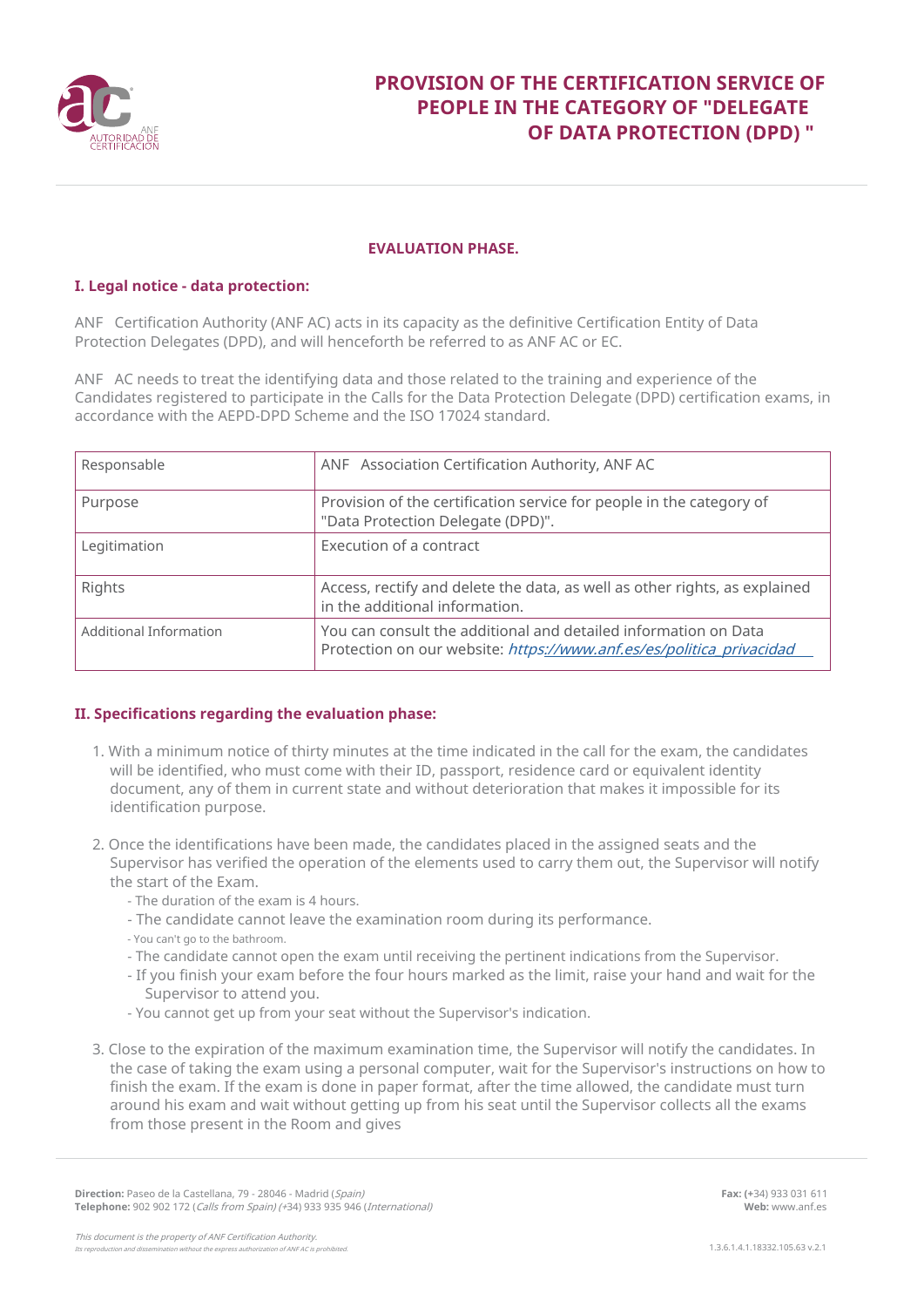# PROVISION OF THE CERTIFICATION SERVICE OF PEOPLE IN THE CATEGORY OF "DELEGATE OF DATA PROTECTION (DPD) "

## EVALUATION PHASE.

### I. Legal notice - data protection:

ANF Certification Authority (ANF AC) acts in its capacity as the definitive Certification Entity of Data Protection Delegates (DPD), and will henceforth be referred to as ANF AC or EC.

ANF AC needs to treat the identifying data and those related to the training and experience of the Candidates registered to participate in the Calls for the Data Protection Delegate (DPD) certification exams, in accordance with the AEPD-DPD Scheme and the ISO 17024 standard.

| Responsable | ANF Association Certification Authority, ANF AC |
|---|---|
| Purpose | Provision of the certification service for people in the category of "Data Protection Delegate (DPD)". |
| Legitimation | Execution of a contract |
| Rights | Access, rectify and delete the data, as well as other rights, as explained in the additional information. |
| Additional Information | You can consult the additional and detailed information on Data Protection on our website: *https://www.anf.es/es/politica_privacidad* |

### II. Specifications regarding the evaluation phase:

1. With a minimum notice of thirty minutes at the time indicated in the call for the exam, the candidates will be identified, who must come with their ID, passport, residence card or equivalent identity document, any of them in current state and without deterioration that makes it impossible for its identification purpose.

2. Once the identifications have been made, the candidates placed in the assigned seats and the Supervisor has verified the operation of the elements used to carry them out, the Supervisor will notify the start of the Exam.
   - The duration of the exam is 4 hours.
   - The candidate cannot leave the examination room during its performance.
   - You can't go to the bathroom.
   - The candidate cannot open the exam until receiving the pertinent indications from the Supervisor.
   - If you finish your exam before the four hours marked as the limit, raise your hand and wait for the Supervisor to attend you.
   - You cannot get up from your seat without the Supervisor's indication.

3. Close to the expiration of the maximum examination time, the Supervisor will notify the candidates. In the case of taking the exam using a personal computer, wait for the Supervisor's instructions on how to finish the exam. If the exam is done in paper format, after the time allowed, the candidate must turn around his exam and wait without getting up from his seat until the Supervisor collects all the exams from those present in the Room and gives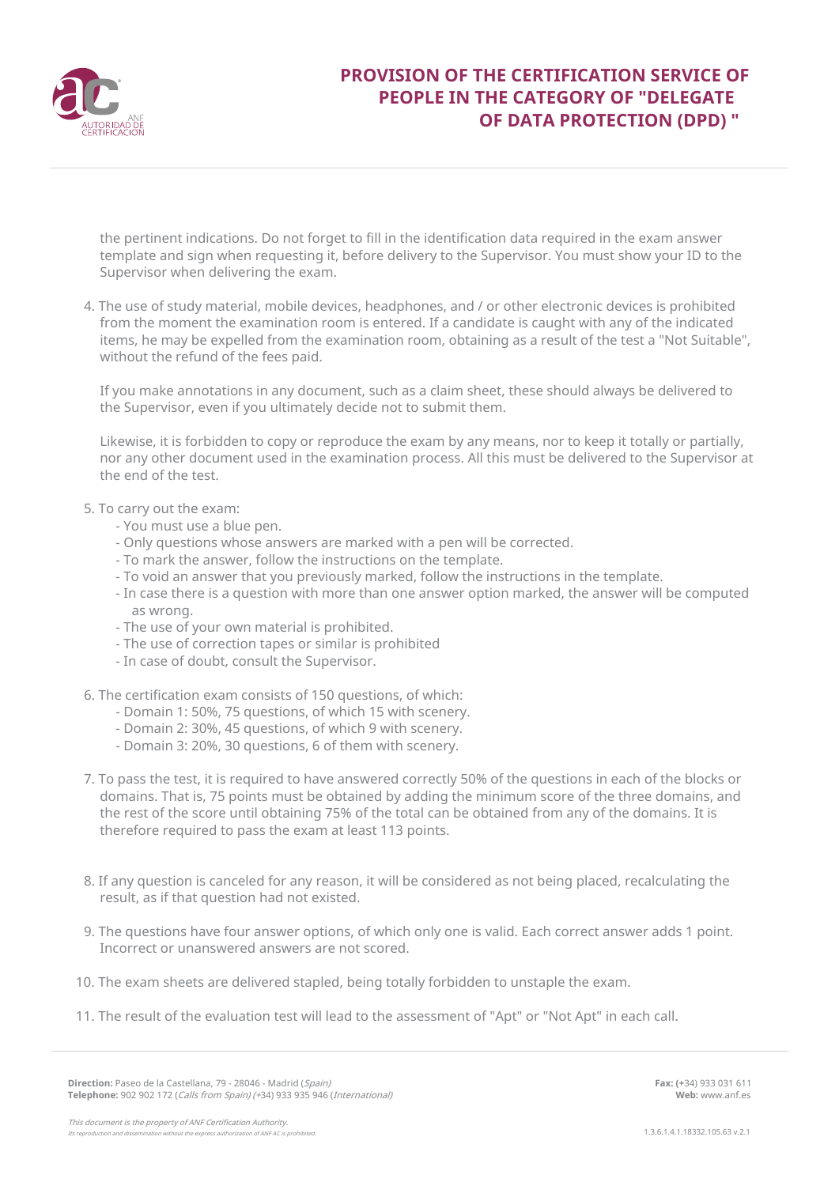the pertinent indications. Do not forget to fill in the identification data required in the exam answer template and sign when requesting it, before delivery to the Supervisor. You must show your ID to the Supervisor when delivering the exam.

4. The use of study material, mobile devices, headphones, and / or other electronic devices is prohibited from the moment the examination room is entered. If a candidate is caught with any of the indicated items, he may be expelled from the examination room, obtaining as a result of the test a "Not Suitable", without the refund of the fees paid.

   If you make annotations in any document, such as a claim sheet, these should always be delivered to the Supervisor, even if you ultimately decide not to submit them.

   Likewise, it is forbidden to copy or reproduce the exam by any means, nor to keep it totally or partially, nor any other document used in the examination process. All this must be delivered to the Supervisor at the end of the test.

5. To carry out the exam:
   - You must use a blue pen.
   - Only questions whose answers are marked with a pen will be corrected.
   - To mark the answer, follow the instructions on the template.
   - To void an answer that you previously marked, follow the instructions in the template.
   - In case there is a question with more than one answer option marked, the answer will be computed as wrong.
   - The use of your own material is prohibited.
   - The use of correction tapes or similar is prohibited
   - In case of doubt, consult the Supervisor.

6. The certification exam consists of 150 questions, of which:
   - Domain 1: 50%, 75 questions, of which 15 with scenery.
   - Domain 2: 30%, 45 questions, of which 9 with scenery.
   - Domain 3: 20%, 30 questions, 6 of them with scenery.

7. To pass the test, it is required to have answered correctly 50% of the questions in each of the blocks or domains. That is, 75 points must be obtained by adding the minimum score of the three domains, and the rest of the score until obtaining 75% of the total can be obtained from any of the domains. It is therefore required to pass the exam at least 113 points.

8. If any question is canceled for any reason, it will be considered as not being placed, recalculating the result, as if that question had not existed.

9. The questions have four answer options, of which only one is valid. Each correct answer adds 1 point. Incorrect or unanswered answers are not scored.

10. The exam sheets are delivered stapled, being totally forbidden to unstaple the exam.

11. The result of the evaluation test will lead to the assessment of "Apt" or "Not Apt" in each call.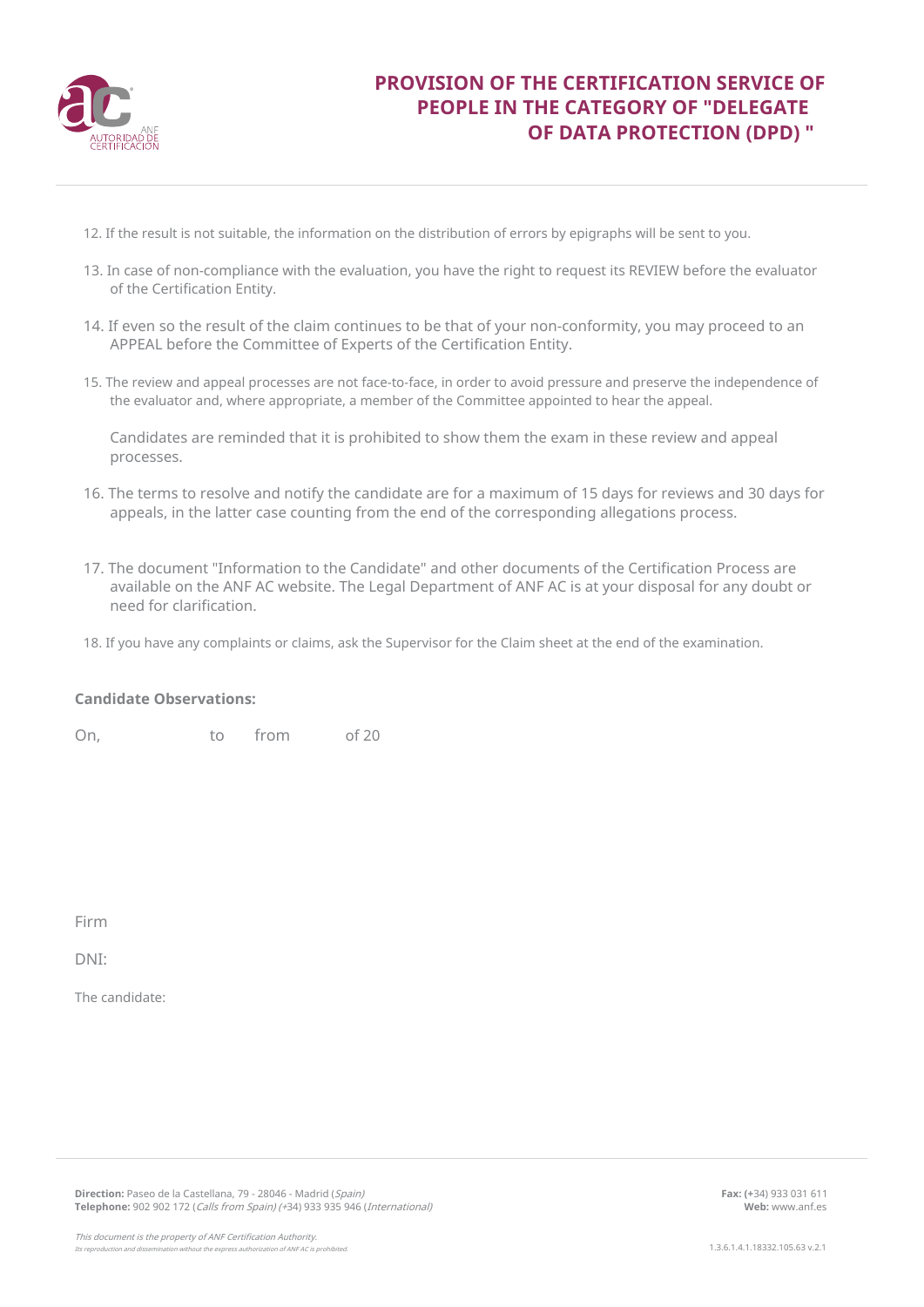12. If the result is not suitable, the information on the distribution of errors by epigraphs will be sent to you.

13. In case of non-compliance with the evaluation, you have the right to request its REVIEW before the evaluator of the Certification Entity.

14. If even so the result of the claim continues to be that of your non-conformity, you may proceed to an APPEAL before the Committee of Experts of the Certification Entity.

15. The review and appeal processes are not face-to-face, in order to avoid pressure and preserve the independence of the evaluator and, where appropriate, a member of the Committee appointed to hear the appeal.

    Candidates are reminded that it is prohibited to show them the exam in these review and appeal processes.

16. The terms to resolve and notify the candidate are for a maximum of 15 days for reviews and 30 days for appeals, in the latter case counting from the end of the corresponding allegations process.

17. The document "Information to the Candidate" and other documents of the Certification Process are available on the ANF AC website. The Legal Department of ANF AC is at your disposal for any doubt or need for clarification.

18. If you have any complaints or claims, ask the Supervisor for the Claim sheet at the end of the examination.

**Candidate Observations:**

On, to from of 20

Firm

DNI:

The candidate: